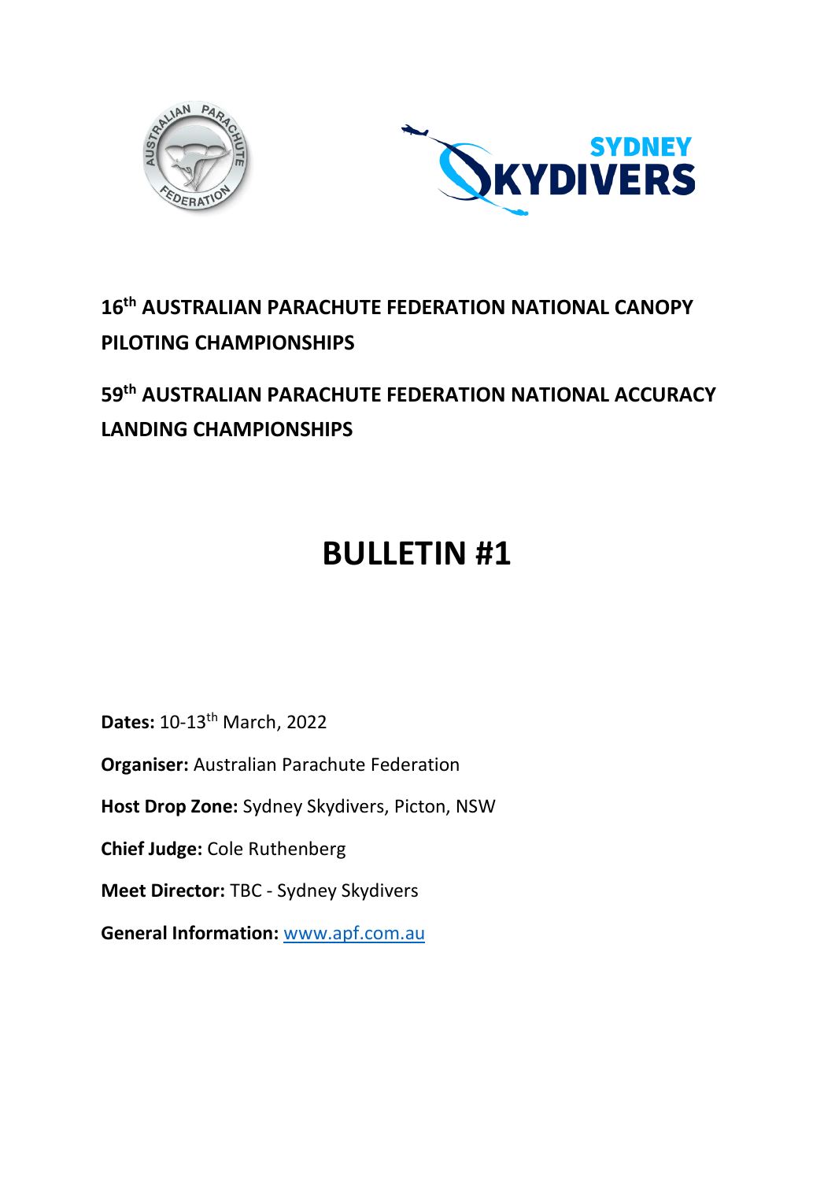## 16th AUSTRALIAN PARACHUTE FEDERATION NATIONAL CANOPY PILOTING CHAMPIONSHIPS

## 59th AUSTRALIAN PARACHUTE FEDERATION NATIONAL ACCURACY LANDING CHAMPIONSHIPS

# BULLETIN #1

**Dates:** 10-13th March, 2022

**Organiser:** Australian Parachute Federation

**Host Drop Zone:** Sydney Skydivers, Picton, NSW

**Chief Judge:** Cole Ruthenberg

**Meet Director:** TBC - Sydney Skydivers

**General Information:** [www.apf.com.au](http://www.apf.com.au)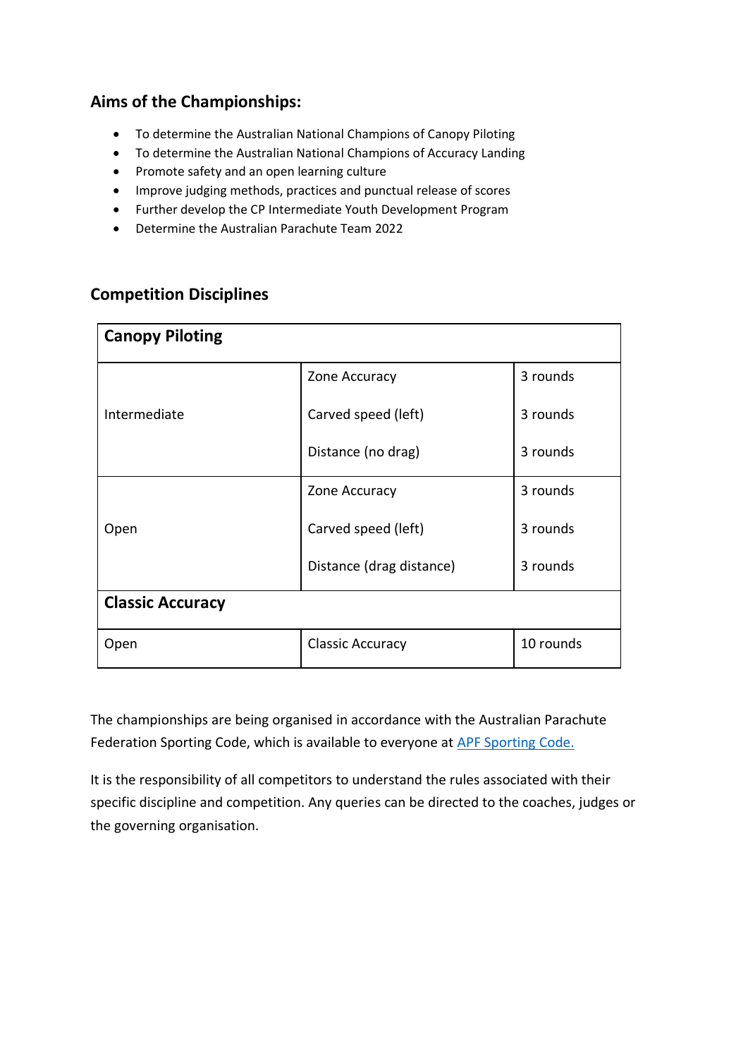## Aims of the Championships:

- To determine the Australian National Champions of Canopy Piloting
- To determine the Australian National Champions of Accuracy Landing
- Promote safety and an open learning culture
- Improve judging methods, practices and punctual release of scores
- Further develop the CP Intermediate Youth Development Program
- Determine the Australian Parachute Team 2022

## Competition Disciplines

| **Canopy Piloting** | | |
|---|---|---|
| Intermediate | Zone Accuracy | 3 rounds |
| | Carved speed (left) | 3 rounds |
| | Distance (no drag) | 3 rounds |
| Open | Zone Accuracy | 3 rounds |
| | Carved speed (left) | 3 rounds |
| | Distance (drag distance) | 3 rounds |
| **Classic Accuracy** | | |
| Open | Classic Accuracy | 10 rounds |

The championships are being organised in accordance with the Australian Parachute Federation Sporting Code, which is available to everyone at [APF Sporting Code.]()

It is the responsibility of all competitors to understand the rules associated with their specific discipline and competition. Any queries can be directed to the coaches, judges or the governing organisation.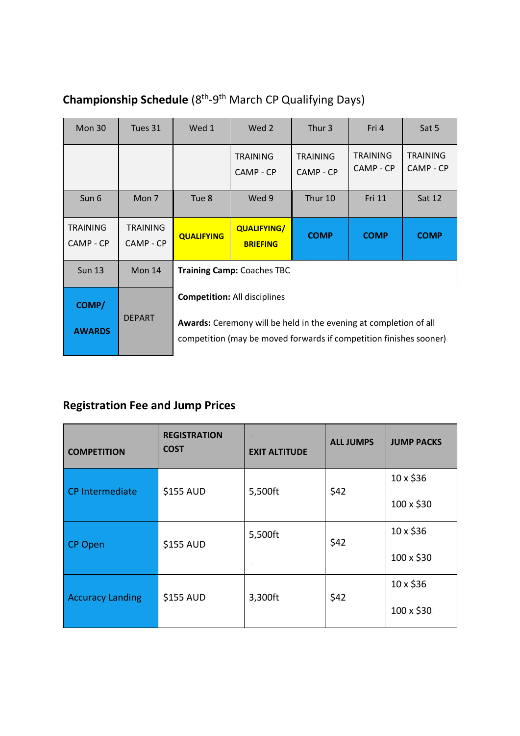## **Championship Schedule** (8th-9th March CP Qualifying Days)

| Mon 30 | Tues 31 | Wed 1 | Wed 2 | Thur 3 | Fri 4 | Sat 5 |
|---|---|---|---|---|---|---|
| | | | TRAINING CAMP - CP | TRAINING CAMP - CP | TRAINING CAMP - CP | TRAINING CAMP - CP |
| Sun 6 | Mon 7 | Tue 8 | Wed 9 | Thur 10 | Fri 11 | Sat 12 |
| TRAINING CAMP - CP | TRAINING CAMP - CP | **QUALIFYING** | **QUALIFYING/ BRIEFING** | **COMP** | **COMP** | **COMP** |
| Sun 13 | Mon 14 | | | | | |
| **COMP/ AWARDS** | DEPART | | | | | |

**Training Camp:** Coaches TBC

**Competition:** All disciplines

**Awards:** Ceremony will be held in the evening at completion of all competition (may be moved forwards if competition finishes sooner)

## **Registration Fee and Jump Prices**

| COMPETITION | REGISTRATION COST | EXIT ALTITUDE | ALL JUMPS | JUMP PACKS |
|---|---|---|---|---|
| CP Intermediate | $155 AUD | 5,500ft | $42 | 10 x $36<br>100 x $30 |
| CP Open | $155 AUD | 5,500ft | $42 | 10 x $36<br>100 x $30 |
| Accuracy Landing | $155 AUD | 3,300ft | $42 | 10 x $36<br>100 x $30 |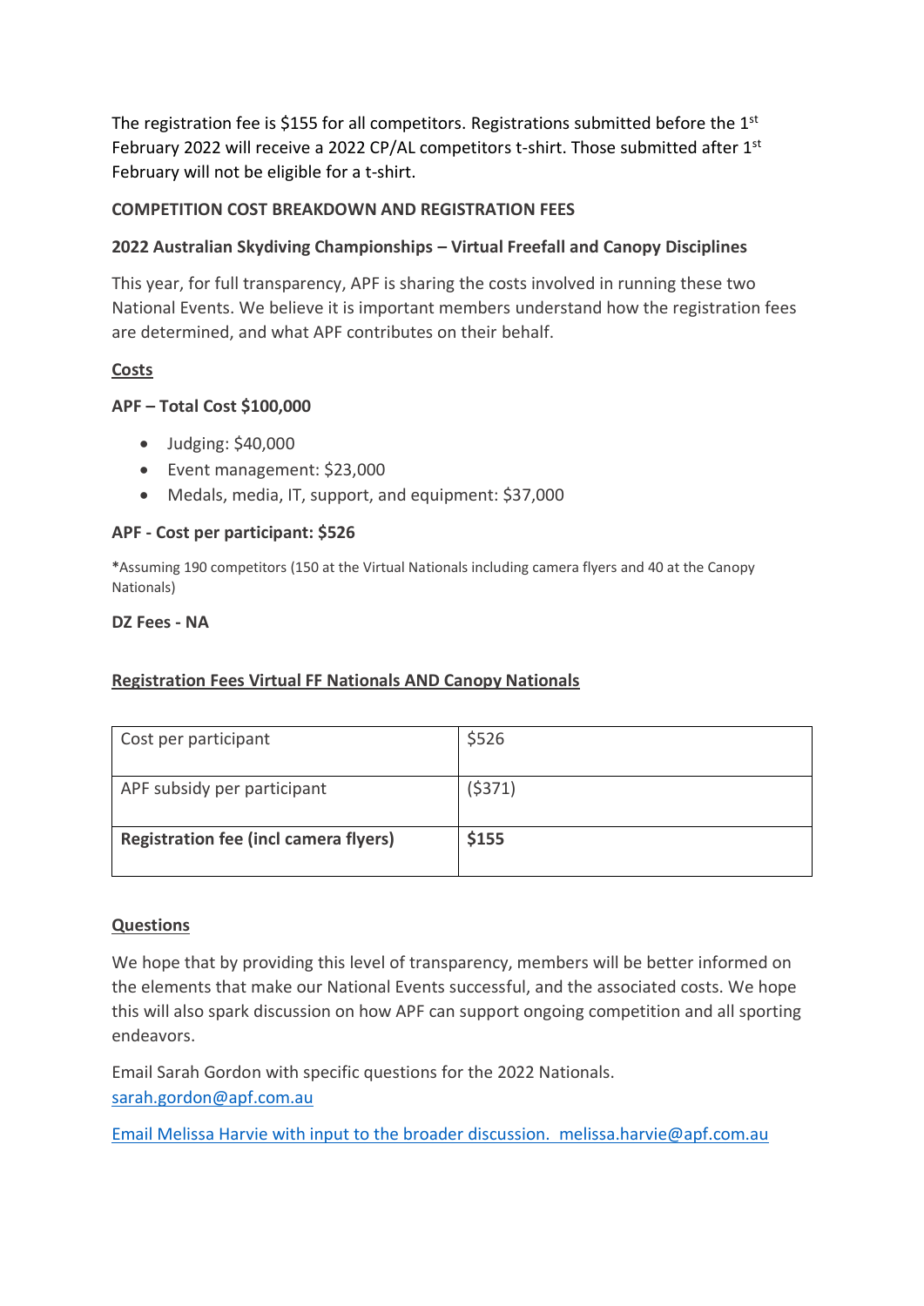The registration fee is $155 for all competitors. Registrations submitted before the 1st February 2022 will receive a 2022 CP/AL competitors t-shirt. Those submitted after 1st February will not be eligible for a t-shirt.

**COMPETITION COST BREAKDOWN AND REGISTRATION FEES**

**2022 Australian Skydiving Championships – Virtual Freefall and Canopy Disciplines**

This year, for full transparency, APF is sharing the costs involved in running these two National Events. We believe it is important members understand how the registration fees are determined, and what APF contributes on their behalf.

**Costs**

**APF – Total Cost $100,000**

- Judging: $40,000
- Event management: $23,000
- Medals, media, IT, support, and equipment: $37,000

**APF - Cost per participant: $526**

*Assuming 190 competitors (150 at the Virtual Nationals including camera flyers and 40 at the Canopy Nationals)

**DZ Fees - NA**

**Registration Fees Virtual FF Nationals AND Canopy Nationals**

| | |
|---|---|
| Cost per participant | $526 |
| APF subsidy per participant | ($371) |
| **Registration fee (incl camera flyers)** | **$155** |

**Questions**

We hope that by providing this level of transparency, members will be better informed on the elements that make our National Events successful, and the associated costs. We hope this will also spark discussion on how APF can support ongoing competition and all sporting endeavors.

Email Sarah Gordon with specific questions for the 2022 Nationals.
sarah.gordon@apf.com.au

Email Melissa Harvie with input to the broader discussion. melissa.harvie@apf.com.au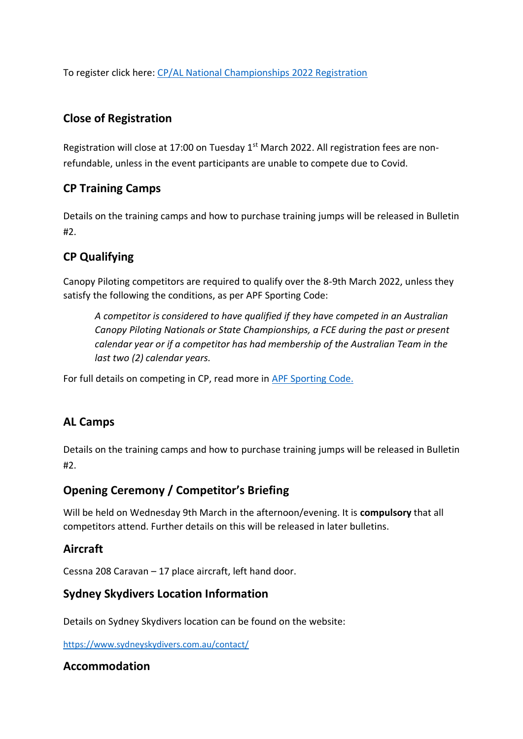To register click here: [CP/AL National Championships 2022 Registration]()

## Close of Registration

Registration will close at 17:00 on Tuesday 1st March 2022. All registration fees are non-refundable, unless in the event participants are unable to compete due to Covid.

## CP Training Camps

Details on the training camps and how to purchase training jumps will be released in Bulletin #2.

## CP Qualifying

Canopy Piloting competitors are required to qualify over the 8-9th March 2022, unless they satisfy the following the conditions, as per APF Sporting Code:

> *A competitor is considered to have qualified if they have competed in an Australian Canopy Piloting Nationals or State Championships, a FCE during the past or present calendar year or if a competitor has had membership of the Australian Team in the last two (2) calendar years.*

For full details on competing in CP, read more in [APF Sporting Code.]()

## AL Camps

Details on the training camps and how to purchase training jumps will be released in Bulletin #2.

## Opening Ceremony / Competitor's Briefing

Will be held on Wednesday 9th March in the afternoon/evening. It is **compulsory** that all competitors attend. Further details on this will be released in later bulletins.

## Aircraft

Cessna 208 Caravan – 17 place aircraft, left hand door.

## Sydney Skydivers Location Information

Details on Sydney Skydivers location can be found on the website:

https://www.sydneyskydivers.com.au/contact/

## Accommodation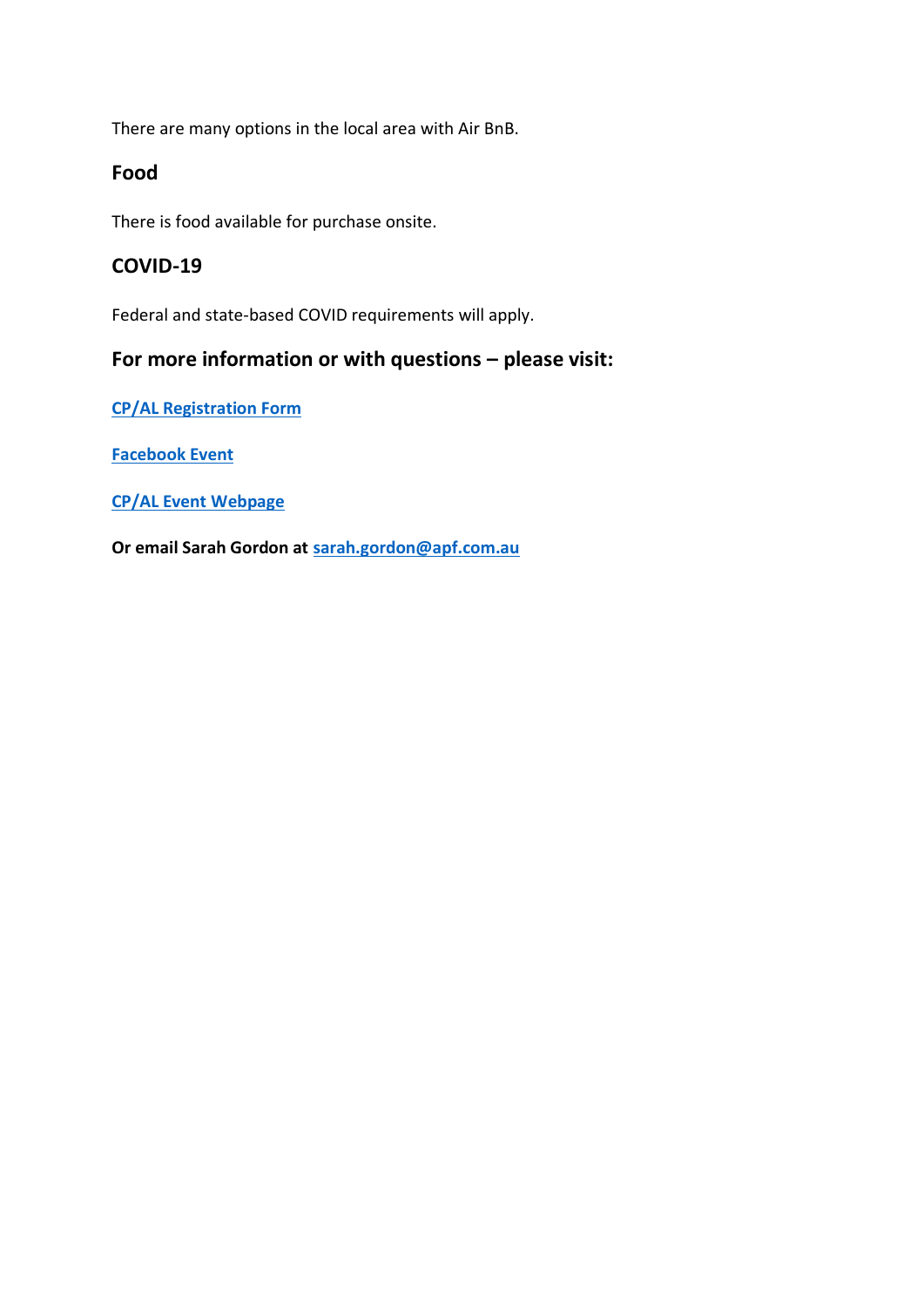There are many options in the local area with Air BnB.

## Food

There is food available for purchase onsite.

## COVID-19

Federal and state-based COVID requirements will apply.

## For more information or with questions – please visit:

**CP/AL Registration Form**

**Facebook Event**

**CP/AL Event Webpage**

**Or email Sarah Gordon at sarah.gordon@apf.com.au**